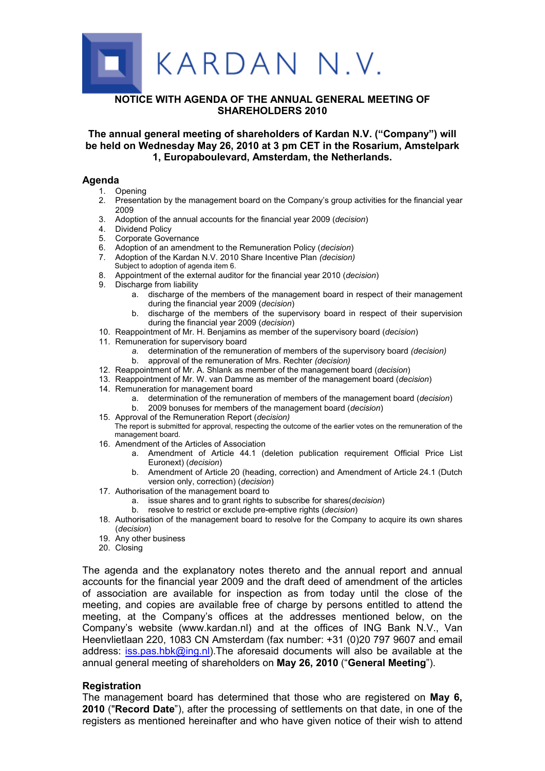# KARDAN N.V.

## NOTICE WITH AGENDA OF THE ANNUAL GENERAL MEETING OF SHAREHOLDERS 2010

**The annual general meeting of shareholders of Kardan N.V. (“Company”) will be held on Wednesday May 26, 2010 at 3 pm CET in the Rosarium, Amstelpark 1, Europaboulevard, Amsterdam, the Netherlands.**

### Agenda

1. Opening
2. Presentation by the management board on the Company’s group activities for the financial year 2009
3. Adoption of the annual accounts for the financial year 2009 (*decision*)
4. Dividend Policy
5. Corporate Governance
6. Adoption of an amendment to the Remuneration Policy (*decision*)
7. Adoption of the Kardan N.V. 2010 Share Incentive Plan *(decision)*  
   Subject to adoption of agenda item 6.
8. Appointment of the external auditor for the financial year 2010 (*decision*)
9. Discharge from liability
   a. discharge of the members of the management board in respect of their management during the financial year 2009 (*decision*)
   b. discharge of the members of the supervisory board in respect of their supervision during the financial year 2009 (*decision*)
10. Reappointment of Mr. H. Benjamins as member of the supervisory board (*decision*)
11. Remuneration for supervisory board
    *a.* determination of the remuneration of members of the supervisory board *(decision)*
    b. approval of the remuneration of Mrs. Rechter *(decision)*
12. Reappointment of Mr. A. Shlank as member of the management board (*decision*)
13. Reappointment of Mr. W. van Damme as member of the management board (*decision*)
14. Remuneration for management board
    a. determination of the remuneration of members of the management board (*decision*)
    b. 2009 bonuses for members of the management board (*decision*)
15. Approval of the Remuneration Report *(decision)*  
    The report is submitted for approval, respecting the outcome of the earlier votes on the remuneration of the management board.
16. Amendment of the Articles of Association
    a. Amendment of Article 44.1 (deletion publication requirement Official Price List Euronext) (*decision*)
    b. Amendment of Article 20 (heading, correction) and Amendment of Article 24.1 (Dutch version only, correction) (*decision*)
17. Authorisation of the management board to
    a. issue shares and to grant rights to subscribe for shares(*decision*)
    b. resolve to restrict or exclude pre-emptive rights (*decision*)
18. Authorisation of the management board to resolve for the Company to acquire its own shares (*decision*)
19. Any other business
20. Closing

The agenda and the explanatory notes thereto and the annual report and annual accounts for the financial year 2009 and the draft deed of amendment of the articles of association are available for inspection as from today until the close of the meeting, and copies are available free of charge by persons entitled to attend the meeting, at the Company’s offices at the addresses mentioned below, on the Company’s website (www.kardan.nl) and at the offices of ING Bank N.V., Van Heenvlietlaan 220, 1083 CN Amsterdam (fax number: +31 (0)20 797 9607 and email address: iss.pas.hbk@ing.nl).The aforesaid documents will also be available at the annual general meeting of shareholders on **May 26, 2010** (“**General Meeting**”).

### Registration

The management board has determined that those who are registered on **May 6, 2010** ("**Record Date**"), after the processing of settlements on that date, in one of the registers as mentioned hereinafter and who have given notice of their wish to attend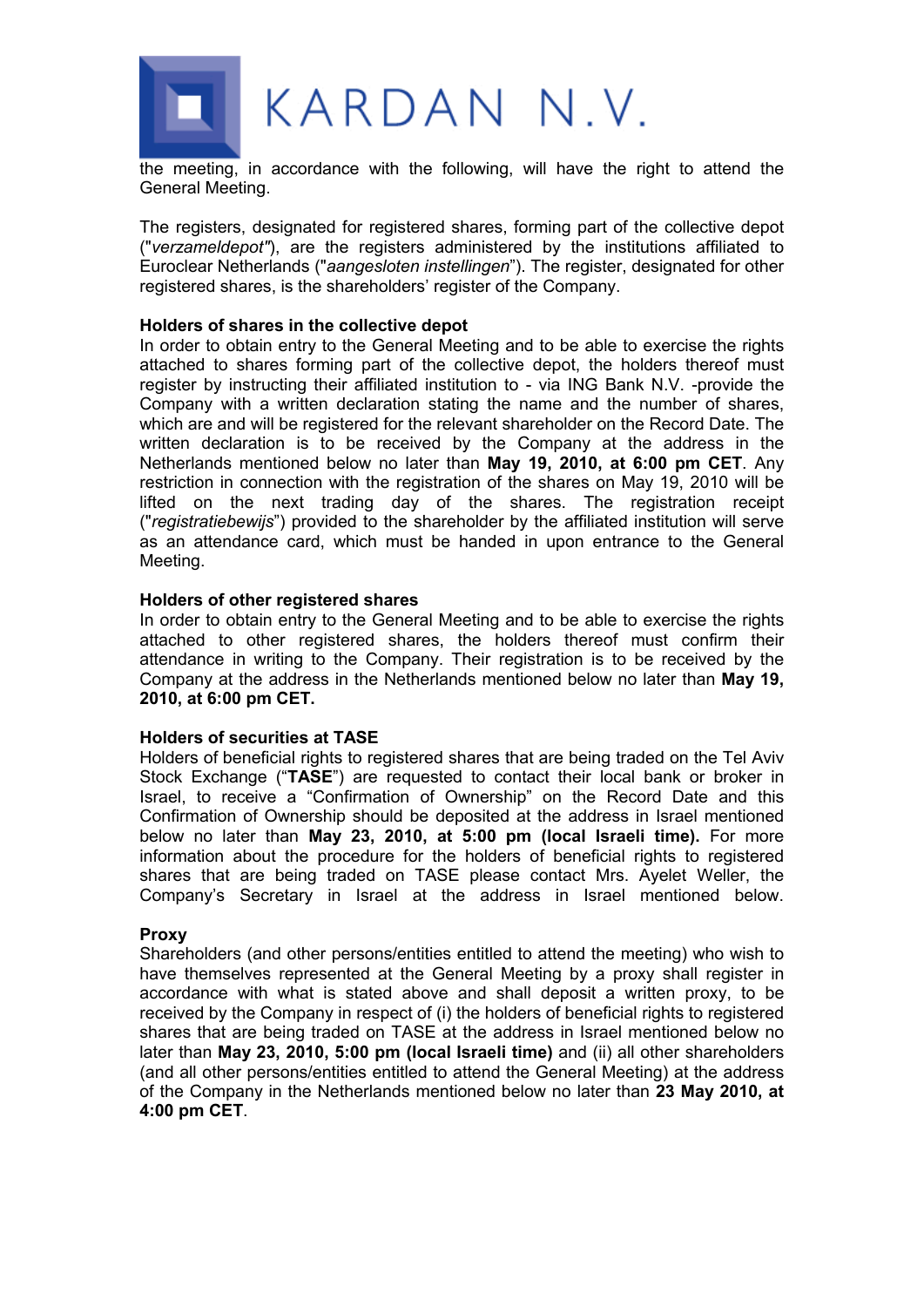the meeting, in accordance with the following, will have the right to attend the General Meeting.

The registers, designated for registered shares, forming part of the collective depot ("*verzameldepot"*), are the registers administered by the institutions affiliated to Euroclear Netherlands ("*aangesloten instellingen*"). The register, designated for other registered shares, is the shareholders' register of the Company.

**Holders of shares in the collective depot**

In order to obtain entry to the General Meeting and to be able to exercise the rights attached to shares forming part of the collective depot, the holders thereof must register by instructing their affiliated institution to - via ING Bank N.V. -provide the Company with a written declaration stating the name and the number of shares, which are and will be registered for the relevant shareholder on the Record Date. The written declaration is to be received by the Company at the address in the Netherlands mentioned below no later than **May 19, 2010, at 6:00 pm CET**. Any restriction in connection with the registration of the shares on May 19, 2010 will be lifted on the next trading day of the shares. The registration receipt ("*registratiebewijs*") provided to the shareholder by the affiliated institution will serve as an attendance card, which must be handed in upon entrance to the General Meeting.

**Holders of other registered shares**

In order to obtain entry to the General Meeting and to be able to exercise the rights attached to other registered shares, the holders thereof must confirm their attendance in writing to the Company. Their registration is to be received by the Company at the address in the Netherlands mentioned below no later than **May 19, 2010, at 6:00 pm CET.**

**Holders of securities at TASE**

Holders of beneficial rights to registered shares that are being traded on the Tel Aviv Stock Exchange ("**TASE**") are requested to contact their local bank or broker in Israel, to receive a "Confirmation of Ownership" on the Record Date and this Confirmation of Ownership should be deposited at the address in Israel mentioned below no later than **May 23, 2010, at 5:00 pm (local Israeli time).** For more information about the procedure for the holders of beneficial rights to registered shares that are being traded on TASE please contact Mrs. Ayelet Weller, the Company's Secretary in Israel at the address in Israel mentioned below.

**Proxy**

Shareholders (and other persons/entities entitled to attend the meeting) who wish to have themselves represented at the General Meeting by a proxy shall register in accordance with what is stated above and shall deposit a written proxy, to be received by the Company in respect of (i) the holders of beneficial rights to registered shares that are being traded on TASE at the address in Israel mentioned below no later than **May 23, 2010, 5:00 pm (local Israeli time)** and (ii) all other shareholders (and all other persons/entities entitled to attend the General Meeting) at the address of the Company in the Netherlands mentioned below no later than **23 May 2010, at 4:00 pm CET**.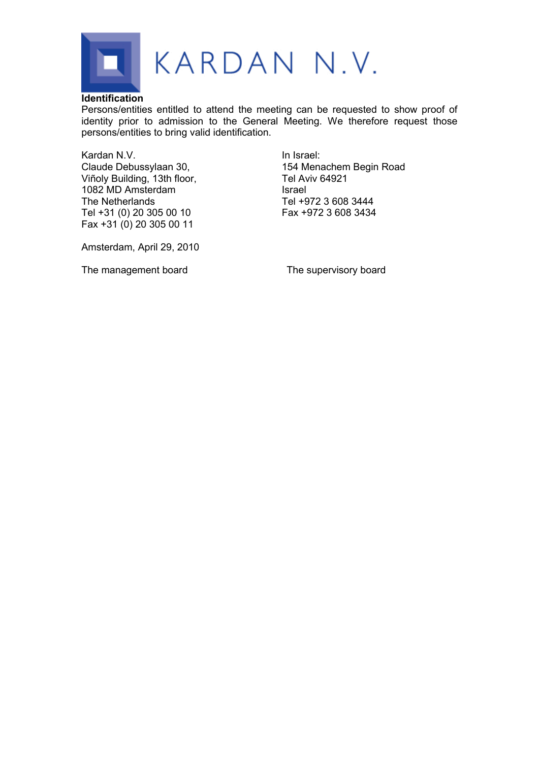KARDAN N.V.

**Identification**

Persons/entities entitled to attend the meeting can be requested to show proof of identity prior to admission to the General Meeting. We therefore request those persons/entities to bring valid identification.

Kardan N.V.
Claude Debussylaan 30,
Viñoly Building, 13th floor,
1082 MD Amsterdam
The Netherlands
Tel +31 (0) 20 305 00 10
Fax +31 (0) 20 305 00 11

In Israel:
154 Menachem Begin Road
Tel Aviv 64921
Israel
Tel +972 3 608 3444
Fax +972 3 608 3434

Amsterdam, April 29, 2010

The management board

The supervisory board